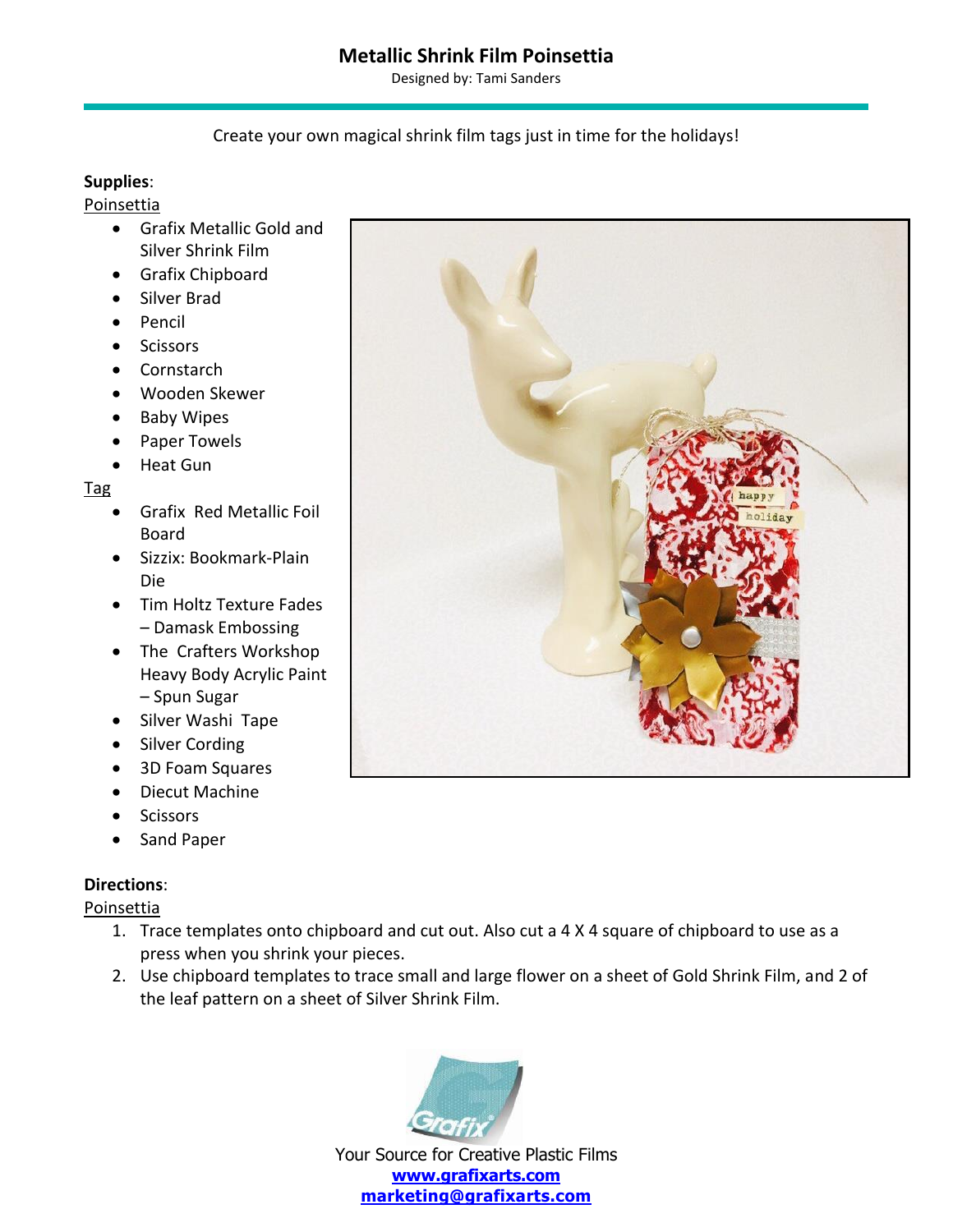# Metallic Shrink Film Poinsettia

Designed by: Tami Sanders

Create your own magical shrink film tags just in time for the holidays!

**Supplies**:

Poinsettia

- Grafix Metallic Gold and Silver Shrink Film
- Grafix Chipboard
- Silver Brad
- Pencil
- Scissors
- Cornstarch
- Wooden Skewer
- Baby Wipes
- Paper Towels
- Heat Gun

Tag

- Grafix Red Metallic Foil Board
- Sizzix: Bookmark-Plain Die
- Tim Holtz Texture Fades – Damask Embossing
- The Crafters Workshop Heavy Body Acrylic Paint – Spun Sugar
- Silver Washi Tape
- Silver Cording
- 3D Foam Squares
- Diecut Machine
- Scissors
- Sand Paper

**Directions**:

Poinsettia

1. Trace templates onto chipboard and cut out. Also cut a 4 X 4 square of chipboard to use as a press when you shrink your pieces.
2. Use chipboard templates to trace small and large flower on a sheet of Gold Shrink Film, and 2 of the leaf pattern on a sheet of Silver Shrink Film.

Your Source for Creative Plastic Films

**www.grafixarts.com**

**marketing@grafixarts.com**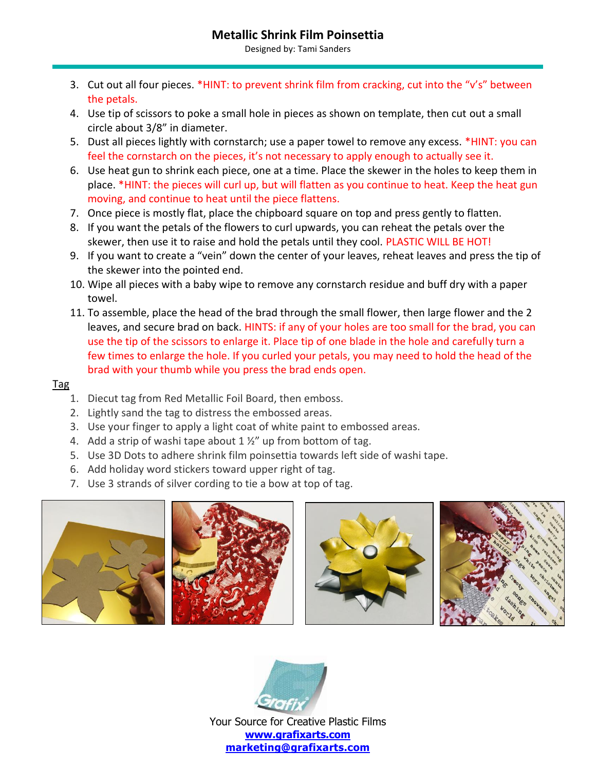3. Cut out all four pieces. *HINT: to prevent shrink film from cracking, cut into the "v's" between the petals.
4. Use tip of scissors to poke a small hole in pieces as shown on template, then cut out a small circle about 3/8" in diameter.
5. Dust all pieces lightly with cornstarch; use a paper towel to remove any excess. *HINT: you can feel the cornstarch on the pieces, it's not necessary to apply enough to actually see it.
6. Use heat gun to shrink each piece, one at a time. Place the skewer in the holes to keep them in place. *HINT: the pieces will curl up, but will flatten as you continue to heat. Keep the heat gun moving, and continue to heat until the piece flattens.
7. Once piece is mostly flat, place the chipboard square on top and press gently to flatten.
8. If you want the petals of the flowers to curl upwards, you can reheat the petals over the skewer, then use it to raise and hold the petals until they cool. PLASTIC WILL BE HOT!
9. If you want to create a "vein" down the center of your leaves, reheat leaves and press the tip of the skewer into the pointed end.
10. Wipe all pieces with a baby wipe to remove any cornstarch residue and buff dry with a paper towel.
11. To assemble, place the head of the brad through the small flower, then large flower and the 2 leaves, and secure brad on back. HINTS: if any of your holes are too small for the brad, you can use the tip of the scissors to enlarge it. Place tip of one blade in the hole and carefully turn a few times to enlarge the hole. If you curled your petals, you may need to hold the head of the brad with your thumb while you press the brad ends open.

Tag

1. Diecut tag from Red Metallic Foil Board, then emboss.
2. Lightly sand the tag to distress the embossed areas.
3. Use your finger to apply a light coat of white paint to embossed areas.
4. Add a strip of washi tape about 1 ½" up from bottom of tag.
5. Use 3D Dots to adhere shrink film poinsettia towards left side of washi tape.
6. Add holiday word stickers toward upper right of tag.
7. Use 3 strands of silver cording to tie a bow at top of tag.

Your Source for Creative Plastic Films

www.grafixarts.com

marketing@grafixarts.com